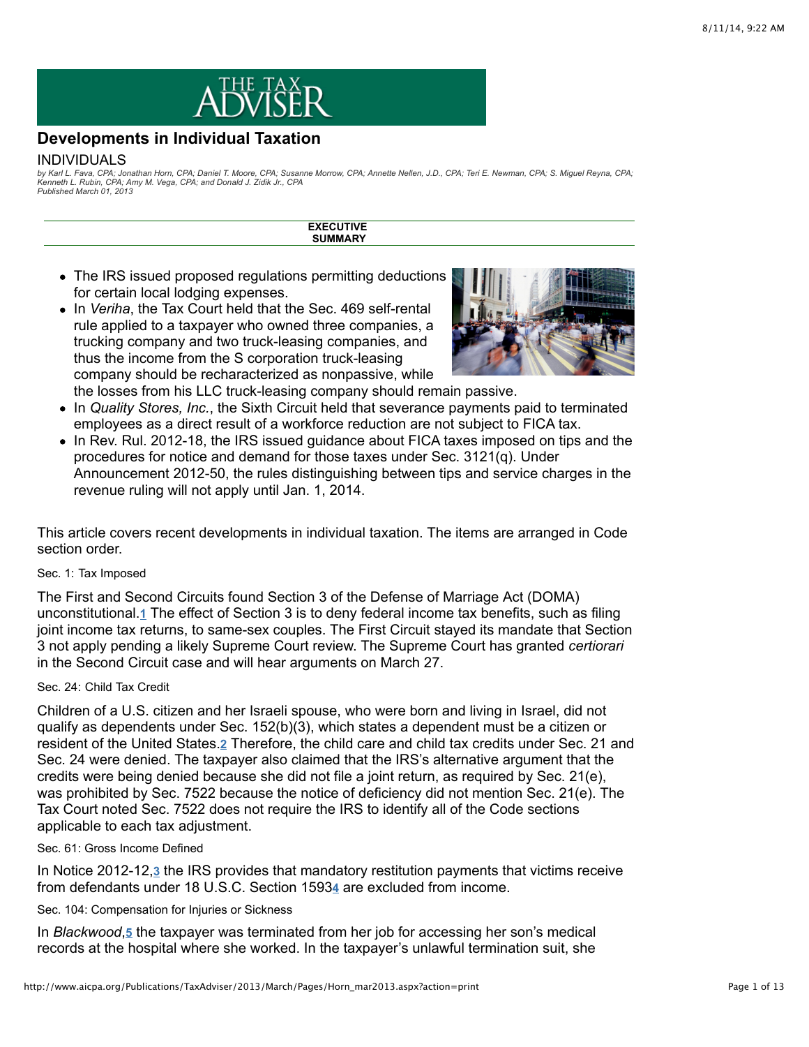# Developments in Individual Taxation

INDIVIDUALS

*by Karl L. Fava, CPA; Jonathan Horn, CPA; Daniel T. Moore, CPA; Susanne Morrow, CPA; Annette Nellen, J.D., CPA; Teri E. Newman, CPA; S. Miguel Reyna, CPA; Kenneth L. Rubin, CPA; Amy M. Vega, CPA; and Donald J. Zidik Jr., CPA*
*Published March 01, 2013*

**EXECUTIVE SUMMARY**

- The IRS issued proposed regulations permitting deductions for certain local lodging expenses.
- In *Veriha*, the Tax Court held that the Sec. 469 self-rental rule applied to a taxpayer who owned three companies, a trucking company and two truck-leasing companies, and thus the income from the S corporation truck-leasing company should be recharacterized as nonpassive, while the losses from his LLC truck-leasing company should remain passive.
- In *Quality Stores, Inc.*, the Sixth Circuit held that severance payments paid to terminated employees as a direct result of a workforce reduction are not subject to FICA tax.
- In Rev. Rul. 2012-18, the IRS issued guidance about FICA taxes imposed on tips and the procedures for notice and demand for those taxes under Sec. 3121(q). Under Announcement 2012-50, the rules distinguishing between tips and service charges in the revenue ruling will not apply until Jan. 1, 2014.

This article covers recent developments in individual taxation. The items are arranged in Code section order.

### Sec. 1: Tax Imposed

The First and Second Circuits found Section 3 of the Defense of Marriage Act (DOMA) unconstitutional.[1] The effect of Section 3 is to deny federal income tax benefits, such as filing joint income tax returns, to same-sex couples. The First Circuit stayed its mandate that Section 3 not apply pending a likely Supreme Court review. The Supreme Court has granted *certiorari* in the Second Circuit case and will hear arguments on March 27.

### Sec. 24: Child Tax Credit

Children of a U.S. citizen and her Israeli spouse, who were born and living in Israel, did not qualify as dependents under Sec. 152(b)(3), which states a dependent must be a citizen or resident of the United States.[2] Therefore, the child care and child tax credits under Sec. 21 and Sec. 24 were denied. The taxpayer also claimed that the IRS's alternative argument that the credits were being denied because she did not file a joint return, as required by Sec. 21(e), was prohibited by Sec. 7522 because the notice of deficiency did not mention Sec. 21(e). The Tax Court noted Sec. 7522 does not require the IRS to identify all of the Code sections applicable to each tax adjustment.

### Sec. 61: Gross Income Defined

In Notice 2012-12,[3] the IRS provides that mandatory restitution payments that victims receive from defendants under 18 U.S.C. Section 1593[4] are excluded from income.

### Sec. 104: Compensation for Injuries or Sickness

In *Blackwood*,[5] the taxpayer was terminated from her job for accessing her son's medical records at the hospital where she worked. In the taxpayer's unlawful termination suit, she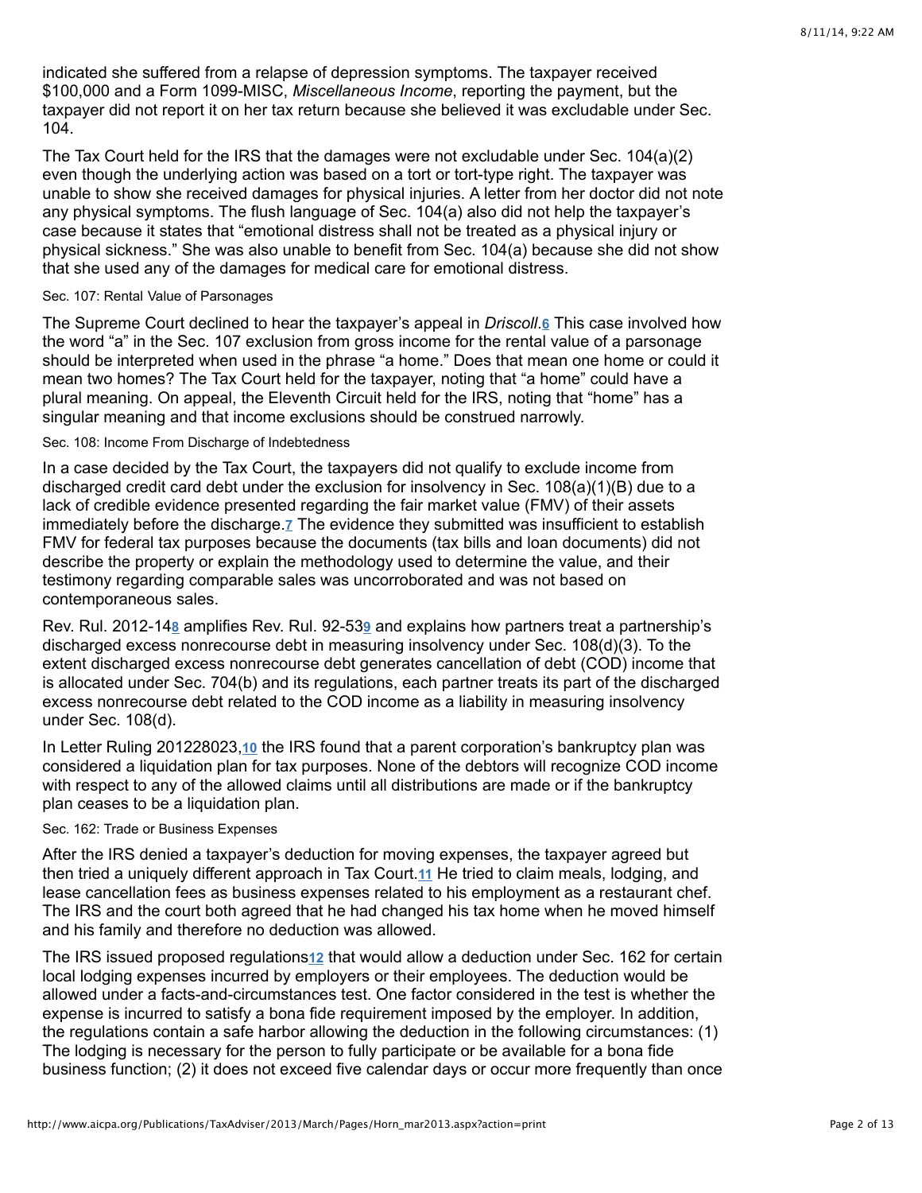indicated she suffered from a relapse of depression symptoms. The taxpayer received $100,000 and a Form 1099-MISC, *Miscellaneous Income*, reporting the payment, but the taxpayer did not report it on her tax return because she believed it was excludable under Sec. 104.

The Tax Court held for the IRS that the damages were not excludable under Sec. 104(a)(2) even though the underlying action was based on a tort or tort-type right. The taxpayer was unable to show she received damages for physical injuries. A letter from her doctor did not note any physical symptoms. The flush language of Sec. 104(a) also did not help the taxpayer's case because it states that "emotional distress shall not be treated as a physical injury or physical sickness." She was also unable to benefit from Sec. 104(a) because she did not show that she used any of the damages for medical care for emotional distress.

#### Sec. 107: Rental Value of Parsonages

The Supreme Court declined to hear the taxpayer's appeal in *Driscoll*.[6] This case involved how the word "a" in the Sec. 107 exclusion from gross income for the rental value of a parsonage should be interpreted when used in the phrase "a home." Does that mean one home or could it mean two homes? The Tax Court held for the taxpayer, noting that "a home" could have a plural meaning. On appeal, the Eleventh Circuit held for the IRS, noting that "home" has a singular meaning and that income exclusions should be construed narrowly.

#### Sec. 108: Income From Discharge of Indebtedness

In a case decided by the Tax Court, the taxpayers did not qualify to exclude income from discharged credit card debt under the exclusion for insolvency in Sec. 108(a)(1)(B) due to a lack of credible evidence presented regarding the fair market value (FMV) of their assets immediately before the discharge.[7] The evidence they submitted was insufficient to establish FMV for federal tax purposes because the documents (tax bills and loan documents) did not describe the property or explain the methodology used to determine the value, and their testimony regarding comparable sales was uncorroborated and was not based on contemporaneous sales.

Rev. Rul. 2012-14[8] amplifies Rev. Rul. 92-53[9] and explains how partners treat a partnership's discharged excess nonrecourse debt in measuring insolvency under Sec. 108(d)(3). To the extent discharged excess nonrecourse debt generates cancellation of debt (COD) income that is allocated under Sec. 704(b) and its regulations, each partner treats its part of the discharged excess nonrecourse debt related to the COD income as a liability in measuring insolvency under Sec. 108(d).

In Letter Ruling 201228023,[10] the IRS found that a parent corporation's bankruptcy plan was considered a liquidation plan for tax purposes. None of the debtors will recognize COD income with respect to any of the allowed claims until all distributions are made or if the bankruptcy plan ceases to be a liquidation plan.

#### Sec. 162: Trade or Business Expenses

After the IRS denied a taxpayer's deduction for moving expenses, the taxpayer agreed but then tried a uniquely different approach in Tax Court.[11] He tried to claim meals, lodging, and lease cancellation fees as business expenses related to his employment as a restaurant chef. The IRS and the court both agreed that he had changed his tax home when he moved himself and his family and therefore no deduction was allowed.

The IRS issued proposed regulations[12] that would allow a deduction under Sec. 162 for certain local lodging expenses incurred by employers or their employees. The deduction would be allowed under a facts-and-circumstances test. One factor considered in the test is whether the expense is incurred to satisfy a bona fide requirement imposed by the employer. In addition, the regulations contain a safe harbor allowing the deduction in the following circumstances: (1) The lodging is necessary for the person to fully participate or be available for a bona fide business function; (2) it does not exceed five calendar days or occur more frequently than once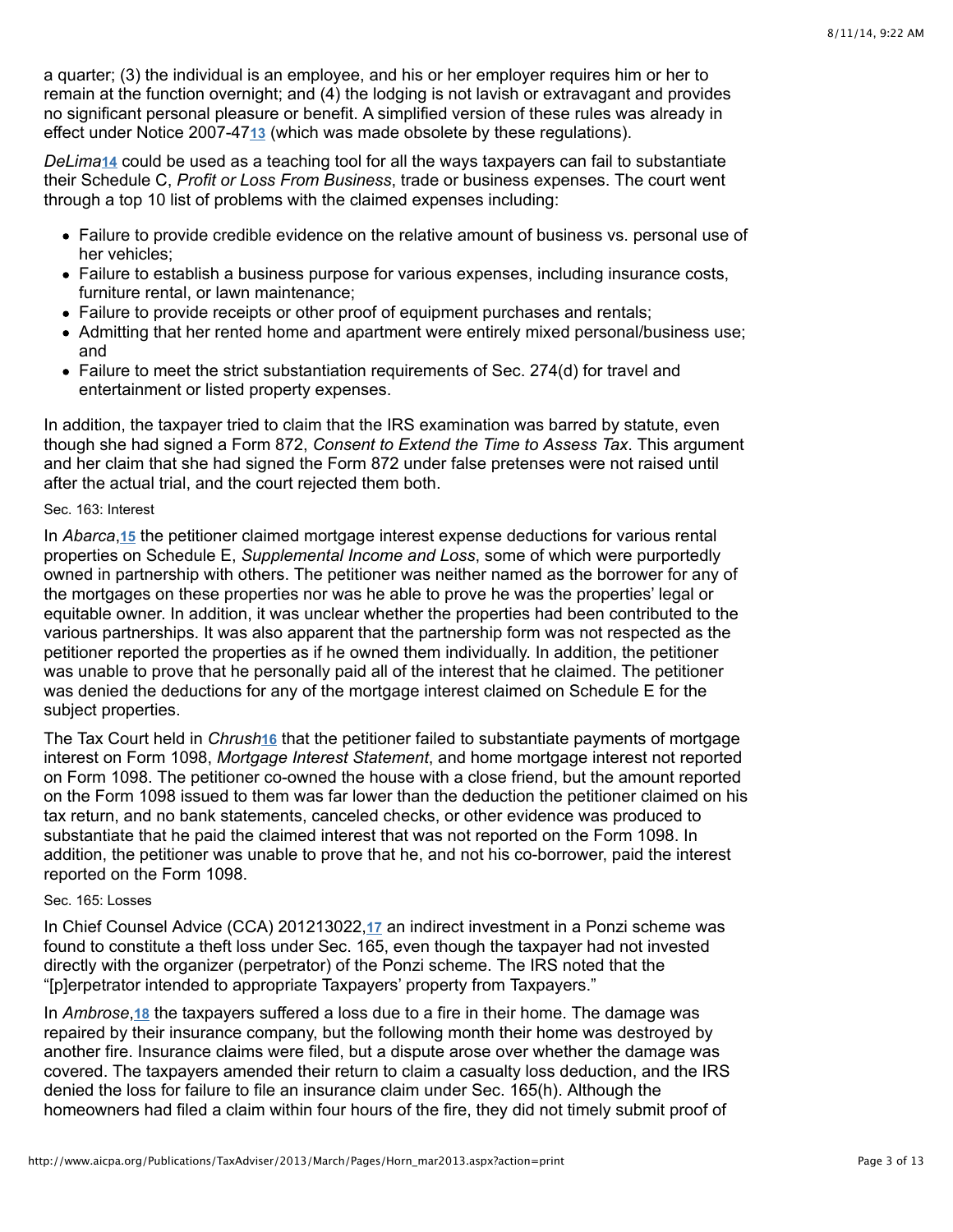a quarter; (3) the individual is an employee, and his or her employer requires him or her to remain at the function overnight; and (4) the lodging is not lavish or extravagant and provides no significant personal pleasure or benefit. A simplified version of these rules was already in effect under Notice 2007-47[13] (which was made obsolete by these regulations).

*DeLima*[14] could be used as a teaching tool for all the ways taxpayers can fail to substantiate their Schedule C, *Profit or Loss From Business*, trade or business expenses. The court went through a top 10 list of problems with the claimed expenses including:

- Failure to provide credible evidence on the relative amount of business vs. personal use of her vehicles;
- Failure to establish a business purpose for various expenses, including insurance costs, furniture rental, or lawn maintenance;
- Failure to provide receipts or other proof of equipment purchases and rentals;
- Admitting that her rented home and apartment were entirely mixed personal/business use; and
- Failure to meet the strict substantiation requirements of Sec. 274(d) for travel and entertainment or listed property expenses.

In addition, the taxpayer tried to claim that the IRS examination was barred by statute, even though she had signed a Form 872, *Consent to Extend the Time to Assess Tax*. This argument and her claim that she had signed the Form 872 under false pretenses were not raised until after the actual trial, and the court rejected them both.

#### Sec. 163: Interest

In *Abarca*,[15] the petitioner claimed mortgage interest expense deductions for various rental properties on Schedule E, *Supplemental Income and Loss*, some of which were purportedly owned in partnership with others. The petitioner was neither named as the borrower for any of the mortgages on these properties nor was he able to prove he was the properties' legal or equitable owner. In addition, it was unclear whether the properties had been contributed to the various partnerships. It was also apparent that the partnership form was not respected as the petitioner reported the properties as if he owned them individually. In addition, the petitioner was unable to prove that he personally paid all of the interest that he claimed. The petitioner was denied the deductions for any of the mortgage interest claimed on Schedule E for the subject properties.

The Tax Court held in *Chrush*[16] that the petitioner failed to substantiate payments of mortgage interest on Form 1098, *Mortgage Interest Statement*, and home mortgage interest not reported on Form 1098. The petitioner co-owned the house with a close friend, but the amount reported on the Form 1098 issued to them was far lower than the deduction the petitioner claimed on his tax return, and no bank statements, canceled checks, or other evidence was produced to substantiate that he paid the claimed interest that was not reported on the Form 1098. In addition, the petitioner was unable to prove that he, and not his co-borrower, paid the interest reported on the Form 1098.

#### Sec. 165: Losses

In Chief Counsel Advice (CCA) 201213022,[17] an indirect investment in a Ponzi scheme was found to constitute a theft loss under Sec. 165, even though the taxpayer had not invested directly with the organizer (perpetrator) of the Ponzi scheme. The IRS noted that the "[p]erpetrator intended to appropriate Taxpayers' property from Taxpayers."

In *Ambrose*,[18] the taxpayers suffered a loss due to a fire in their home. The damage was repaired by their insurance company, but the following month their home was destroyed by another fire. Insurance claims were filed, but a dispute arose over whether the damage was covered. The taxpayers amended their return to claim a casualty loss deduction, and the IRS denied the loss for failure to file an insurance claim under Sec. 165(h). Although the homeowners had filed a claim within four hours of the fire, they did not timely submit proof of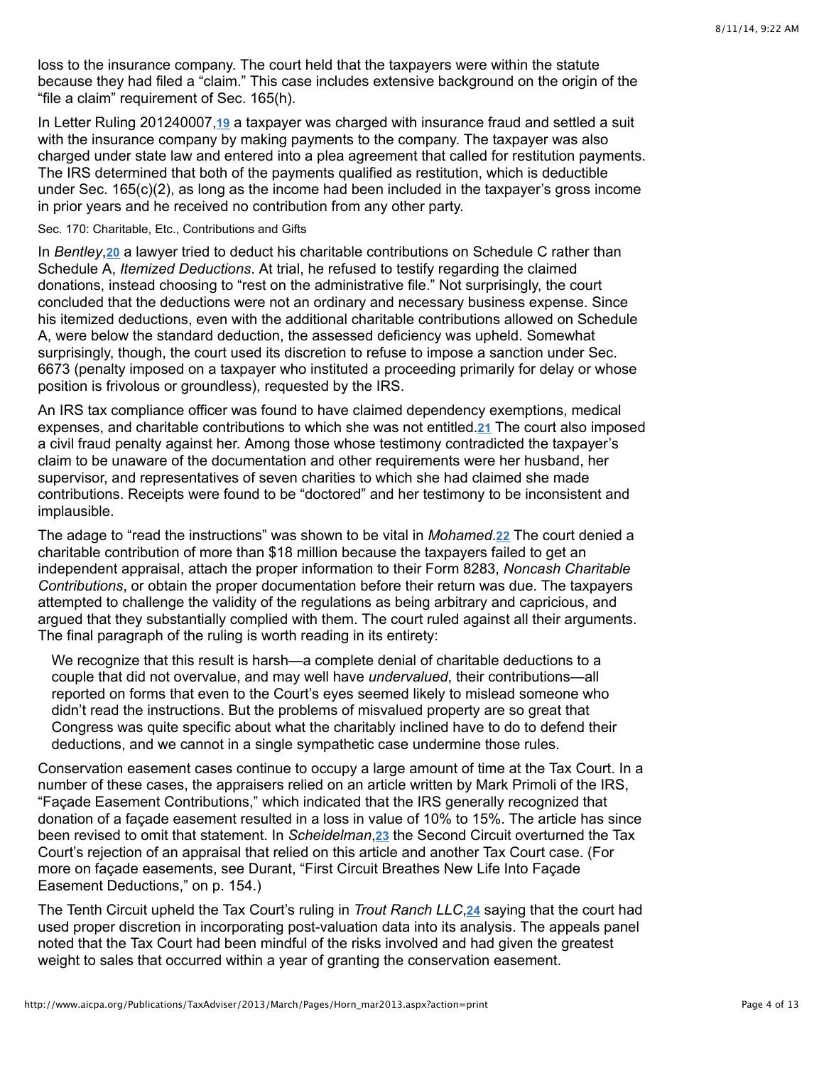loss to the insurance company. The court held that the taxpayers were within the statute because they had filed a "claim." This case includes extensive background on the origin of the "file a claim" requirement of Sec. 165(h).

In Letter Ruling 201240007,[19] a taxpayer was charged with insurance fraud and settled a suit with the insurance company by making payments to the company. The taxpayer was also charged under state law and entered into a plea agreement that called for restitution payments. The IRS determined that both of the payments qualified as restitution, which is deductible under Sec. 165(c)(2), as long as the income had been included in the taxpayer's gross income in prior years and he received no contribution from any other party.

Sec. 170: Charitable, Etc., Contributions and Gifts

In *Bentley*,[20] a lawyer tried to deduct his charitable contributions on Schedule C rather than Schedule A, *Itemized Deductions*. At trial, he refused to testify regarding the claimed donations, instead choosing to "rest on the administrative file." Not surprisingly, the court concluded that the deductions were not an ordinary and necessary business expense. Since his itemized deductions, even with the additional charitable contributions allowed on Schedule A, were below the standard deduction, the assessed deficiency was upheld. Somewhat surprisingly, though, the court used its discretion to refuse to impose a sanction under Sec. 6673 (penalty imposed on a taxpayer who instituted a proceeding primarily for delay or whose position is frivolous or groundless), requested by the IRS.

An IRS tax compliance officer was found to have claimed dependency exemptions, medical expenses, and charitable contributions to which she was not entitled.[21] The court also imposed a civil fraud penalty against her. Among those whose testimony contradicted the taxpayer's claim to be unaware of the documentation and other requirements were her husband, her supervisor, and representatives of seven charities to which she had claimed she made contributions. Receipts were found to be "doctored" and her testimony to be inconsistent and implausible.

The adage to "read the instructions" was shown to be vital in *Mohamed*.[22] The court denied a charitable contribution of more than $18 million because the taxpayers failed to get an independent appraisal, attach the proper information to their Form 8283, *Noncash Charitable Contributions*, or obtain the proper documentation before their return was due. The taxpayers attempted to challenge the validity of the regulations as being arbitrary and capricious, and argued that they substantially complied with them. The court ruled against all their arguments. The final paragraph of the ruling is worth reading in its entirety:

> We recognize that this result is harsh—a complete denial of charitable deductions to a couple that did not overvalue, and may well have *undervalued*, their contributions—all reported on forms that even to the Court's eyes seemed likely to mislead someone who didn't read the instructions. But the problems of misvalued property are so great that Congress was quite specific about what the charitably inclined have to do to defend their deductions, and we cannot in a single sympathetic case undermine those rules.

Conservation easement cases continue to occupy a large amount of time at the Tax Court. In a number of these cases, the appraisers relied on an article written by Mark Primoli of the IRS, "Façade Easement Contributions," which indicated that the IRS generally recognized that donation of a façade easement resulted in a loss in value of 10% to 15%. The article has since been revised to omit that statement. In *Scheidelman*,[23] the Second Circuit overturned the Tax Court's rejection of an appraisal that relied on this article and another Tax Court case. (For more on façade easements, see Durant, "First Circuit Breathes New Life Into Façade Easement Deductions," on p. 154.)

The Tenth Circuit upheld the Tax Court's ruling in *Trout Ranch LLC*,[24] saying that the court had used proper discretion in incorporating post-valuation data into its analysis. The appeals panel noted that the Tax Court had been mindful of the risks involved and had given the greatest weight to sales that occurred within a year of granting the conservation easement.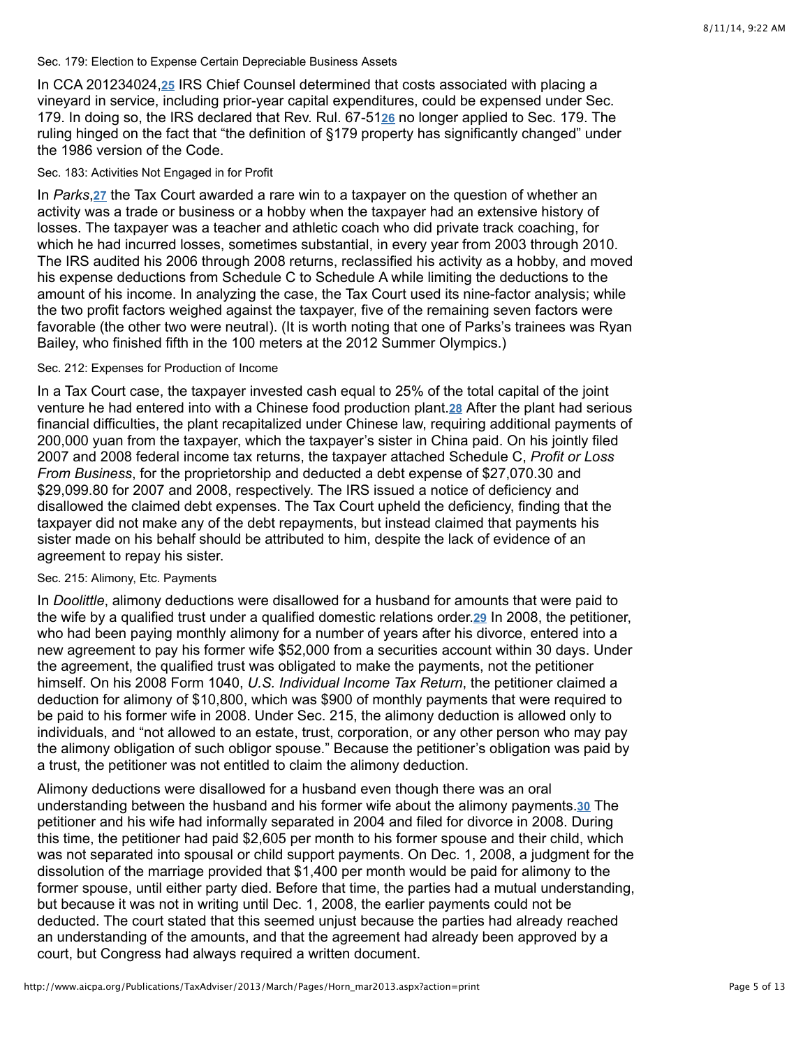#### Sec. 179: Election to Expense Certain Depreciable Business Assets

In CCA 201234024,[25] IRS Chief Counsel determined that costs associated with placing a vineyard in service, including prior-year capital expenditures, could be expensed under Sec. 179. In doing so, the IRS declared that Rev. Rul. 67-51[26] no longer applied to Sec. 179. The ruling hinged on the fact that "the definition of §179 property has significantly changed" under the 1986 version of the Code.

#### Sec. 183: Activities Not Engaged in for Profit

In *Parks*,[27] the Tax Court awarded a rare win to a taxpayer on the question of whether an activity was a trade or business or a hobby when the taxpayer had an extensive history of losses. The taxpayer was a teacher and athletic coach who did private track coaching, for which he had incurred losses, sometimes substantial, in every year from 2003 through 2010. The IRS audited his 2006 through 2008 returns, reclassified his activity as a hobby, and moved his expense deductions from Schedule C to Schedule A while limiting the deductions to the amount of his income. In analyzing the case, the Tax Court used its nine-factor analysis; while the two profit factors weighed against the taxpayer, five of the remaining seven factors were favorable (the other two were neutral). (It is worth noting that one of Parks's trainees was Ryan Bailey, who finished fifth in the 100 meters at the 2012 Summer Olympics.)

#### Sec. 212: Expenses for Production of Income

In a Tax Court case, the taxpayer invested cash equal to 25% of the total capital of the joint venture he had entered into with a Chinese food production plant.[28] After the plant had serious financial difficulties, the plant recapitalized under Chinese law, requiring additional payments of 200,000 yuan from the taxpayer, which the taxpayer's sister in China paid. On his jointly filed 2007 and 2008 federal income tax returns, the taxpayer attached Schedule C, *Profit or Loss From Business*, for the proprietorship and deducted a debt expense of $27,070.30 and $29,099.80 for 2007 and 2008, respectively. The IRS issued a notice of deficiency and disallowed the claimed debt expenses. The Tax Court upheld the deficiency, finding that the taxpayer did not make any of the debt repayments, but instead claimed that payments his sister made on his behalf should be attributed to him, despite the lack of evidence of an agreement to repay his sister.

#### Sec. 215: Alimony, Etc. Payments

In *Doolittle*, alimony deductions were disallowed for a husband for amounts that were paid to the wife by a qualified trust under a qualified domestic relations order.[29] In 2008, the petitioner, who had been paying monthly alimony for a number of years after his divorce, entered into a new agreement to pay his former wife $52,000 from a securities account within 30 days. Under the agreement, the qualified trust was obligated to make the payments, not the petitioner himself. On his 2008 Form 1040, *U.S. Individual Income Tax Return*, the petitioner claimed a deduction for alimony of $10,800, which was $900 of monthly payments that were required to be paid to his former wife in 2008. Under Sec. 215, the alimony deduction is allowed only to individuals, and "not allowed to an estate, trust, corporation, or any other person who may pay the alimony obligation of such obligor spouse." Because the petitioner's obligation was paid by a trust, the petitioner was not entitled to claim the alimony deduction.

Alimony deductions were disallowed for a husband even though there was an oral understanding between the husband and his former wife about the alimony payments.[30] The petitioner and his wife had informally separated in 2004 and filed for divorce in 2008. During this time, the petitioner had paid $2,605 per month to his former spouse and their child, which was not separated into spousal or child support payments. On Dec. 1, 2008, a judgment for the dissolution of the marriage provided that $1,400 per month would be paid for alimony to the former spouse, until either party died. Before that time, the parties had a mutual understanding, but because it was not in writing until Dec. 1, 2008, the earlier payments could not be deducted. The court stated that this seemed unjust because the parties had already reached an understanding of the amounts, and that the agreement had already been approved by a court, but Congress had always required a written document.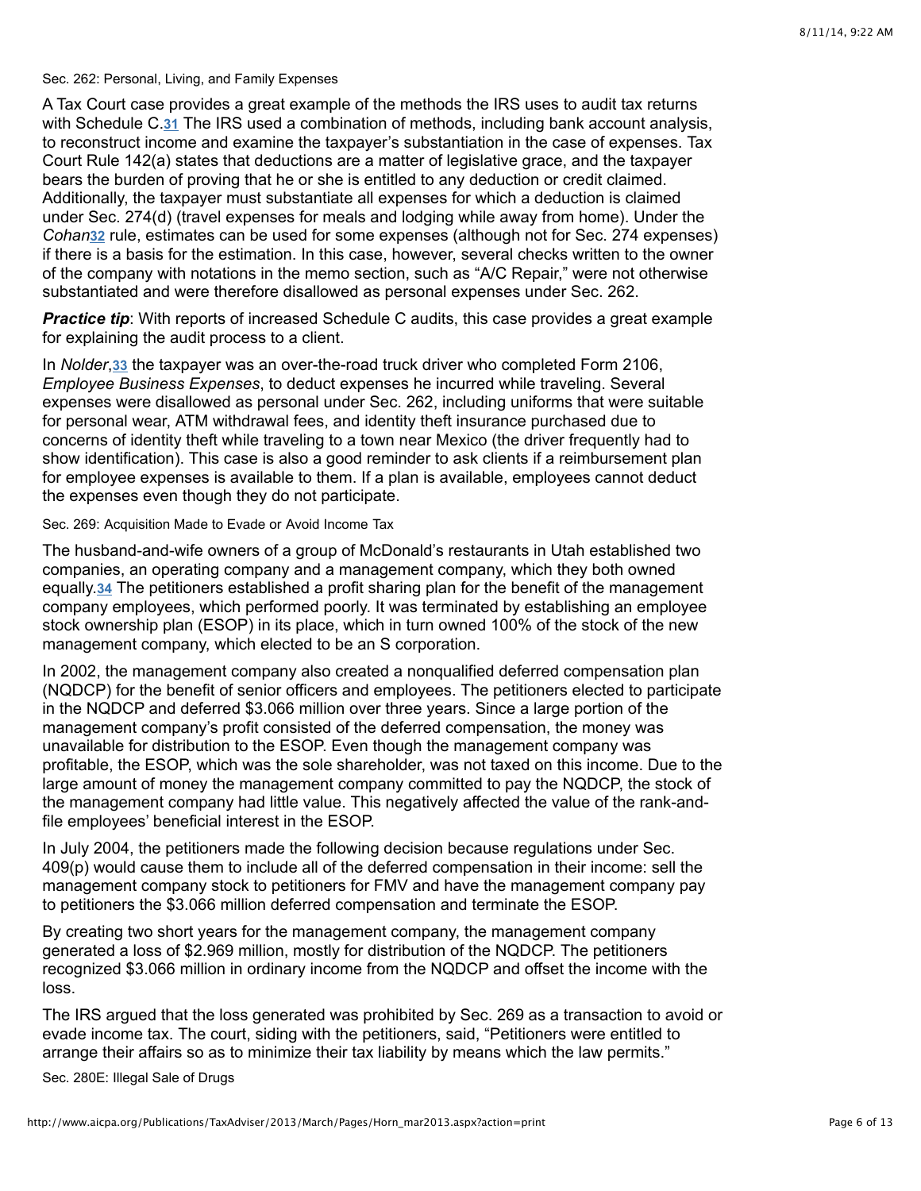### Sec. 262: Personal, Living, and Family Expenses

A Tax Court case provides a great example of the methods the IRS uses to audit tax returns with Schedule C.[31] The IRS used a combination of methods, including bank account analysis, to reconstruct income and examine the taxpayer's substantiation in the case of expenses. Tax Court Rule 142(a) states that deductions are a matter of legislative grace, and the taxpayer bears the burden of proving that he or she is entitled to any deduction or credit claimed. Additionally, the taxpayer must substantiate all expenses for which a deduction is claimed under Sec. 274(d) (travel expenses for meals and lodging while away from home). Under the *Cohan*[32] rule, estimates can be used for some expenses (although not for Sec. 274 expenses) if there is a basis for the estimation. In this case, however, several checks written to the owner of the company with notations in the memo section, such as "A/C Repair," were not otherwise substantiated and were therefore disallowed as personal expenses under Sec. 262.

***Practice tip***: With reports of increased Schedule C audits, this case provides a great example for explaining the audit process to a client.

In *Nolder*,[33] the taxpayer was an over-the-road truck driver who completed Form 2106, *Employee Business Expenses*, to deduct expenses he incurred while traveling. Several expenses were disallowed as personal under Sec. 262, including uniforms that were suitable for personal wear, ATM withdrawal fees, and identity theft insurance purchased due to concerns of identity theft while traveling to a town near Mexico (the driver frequently had to show identification). This case is also a good reminder to ask clients if a reimbursement plan for employee expenses is available to them. If a plan is available, employees cannot deduct the expenses even though they do not participate.

### Sec. 269: Acquisition Made to Evade or Avoid Income Tax

The husband-and-wife owners of a group of McDonald's restaurants in Utah established two companies, an operating company and a management company, which they both owned equally.[34] The petitioners established a profit sharing plan for the benefit of the management company employees, which performed poorly. It was terminated by establishing an employee stock ownership plan (ESOP) in its place, which in turn owned 100% of the stock of the new management company, which elected to be an S corporation.

In 2002, the management company also created a nonqualified deferred compensation plan (NQDCP) for the benefit of senior officers and employees. The petitioners elected to participate in the NQDCP and deferred $3.066 million over three years. Since a large portion of the management company's profit consisted of the deferred compensation, the money was unavailable for distribution to the ESOP. Even though the management company was profitable, the ESOP, which was the sole shareholder, was not taxed on this income. Due to the large amount of money the management company committed to pay the NQDCP, the stock of the management company had little value. This negatively affected the value of the rank-and-file employees' beneficial interest in the ESOP.

In July 2004, the petitioners made the following decision because regulations under Sec. 409(p) would cause them to include all of the deferred compensation in their income: sell the management company stock to petitioners for FMV and have the management company pay to petitioners the $3.066 million deferred compensation and terminate the ESOP.

By creating two short years for the management company, the management company generated a loss of $2.969 million, mostly for distribution of the NQDCP. The petitioners recognized $3.066 million in ordinary income from the NQDCP and offset the income with the loss.

The IRS argued that the loss generated was prohibited by Sec. 269 as a transaction to avoid or evade income tax. The court, siding with the petitioners, said, "Petitioners were entitled to arrange their affairs so as to minimize their tax liability by means which the law permits."

### Sec. 280E: Illegal Sale of Drugs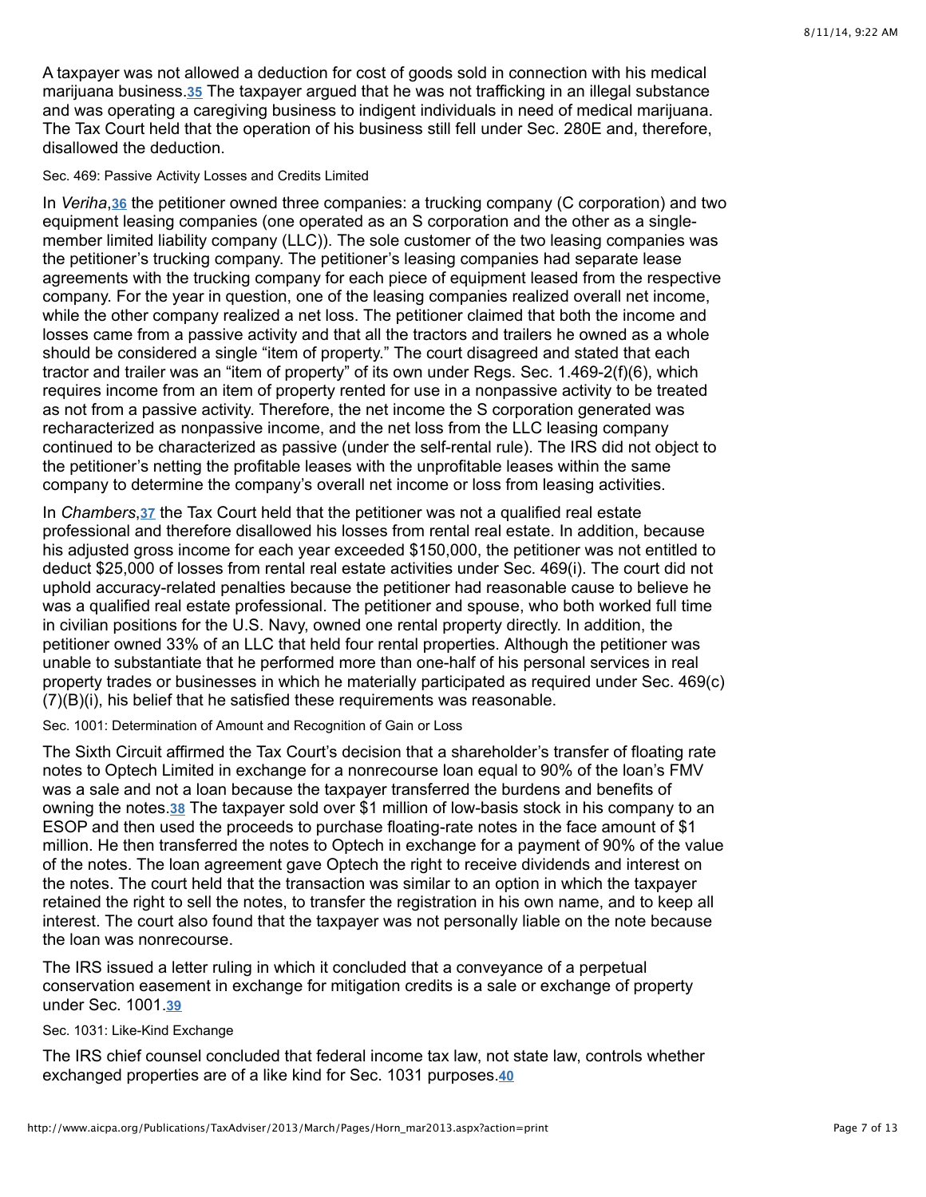A taxpayer was not allowed a deduction for cost of goods sold in connection with his medical marijuana business.[35] The taxpayer argued that he was not trafficking in an illegal substance and was operating a caregiving business to indigent individuals in need of medical marijuana. The Tax Court held that the operation of his business still fell under Sec. 280E and, therefore, disallowed the deduction.

#### Sec. 469: Passive Activity Losses and Credits Limited

In *Veriha*,[36] the petitioner owned three companies: a trucking company (C corporation) and two equipment leasing companies (one operated as an S corporation and the other as a single-member limited liability company (LLC)). The sole customer of the two leasing companies was the petitioner's trucking company. The petitioner's leasing companies had separate lease agreements with the trucking company for each piece of equipment leased from the respective company. For the year in question, one of the leasing companies realized overall net income, while the other company realized a net loss. The petitioner claimed that both the income and losses came from a passive activity and that all the tractors and trailers he owned as a whole should be considered a single "item of property." The court disagreed and stated that each tractor and trailer was an "item of property" of its own under Regs. Sec. 1.469-2(f)(6), which requires income from an item of property rented for use in a nonpassive activity to be treated as not from a passive activity. Therefore, the net income the S corporation generated was recharacterized as nonpassive income, and the net loss from the LLC leasing company continued to be characterized as passive (under the self-rental rule). The IRS did not object to the petitioner's netting the profitable leases with the unprofitable leases within the same company to determine the company's overall net income or loss from leasing activities.

In *Chambers*,[37] the Tax Court held that the petitioner was not a qualified real estate professional and therefore disallowed his losses from rental real estate. In addition, because his adjusted gross income for each year exceeded $150,000, the petitioner was not entitled to deduct $25,000 of losses from rental real estate activities under Sec. 469(i). The court did not uphold accuracy-related penalties because the petitioner had reasonable cause to believe he was a qualified real estate professional. The petitioner and spouse, who both worked full time in civilian positions for the U.S. Navy, owned one rental property directly. In addition, the petitioner owned 33% of an LLC that held four rental properties. Although the petitioner was unable to substantiate that he performed more than one-half of his personal services in real property trades or businesses in which he materially participated as required under Sec. 469(c)(7)(B)(i), his belief that he satisfied these requirements was reasonable.

#### Sec. 1001: Determination of Amount and Recognition of Gain or Loss

The Sixth Circuit affirmed the Tax Court's decision that a shareholder's transfer of floating rate notes to Optech Limited in exchange for a nonrecourse loan equal to 90% of the loan's FMV was a sale and not a loan because the taxpayer transferred the burdens and benefits of owning the notes.[38] The taxpayer sold over $1 million of low-basis stock in his company to an ESOP and then used the proceeds to purchase floating-rate notes in the face amount of $1 million. He then transferred the notes to Optech in exchange for a payment of 90% of the value of the notes. The loan agreement gave Optech the right to receive dividends and interest on the notes. The court held that the transaction was similar to an option in which the taxpayer retained the right to sell the notes, to transfer the registration in his own name, and to keep all interest. The court also found that the taxpayer was not personally liable on the note because the loan was nonrecourse.

The IRS issued a letter ruling in which it concluded that a conveyance of a perpetual conservation easement in exchange for mitigation credits is a sale or exchange of property under Sec. 1001.[39]

#### Sec. 1031: Like-Kind Exchange

The IRS chief counsel concluded that federal income tax law, not state law, controls whether exchanged properties are of a like kind for Sec. 1031 purposes.[40]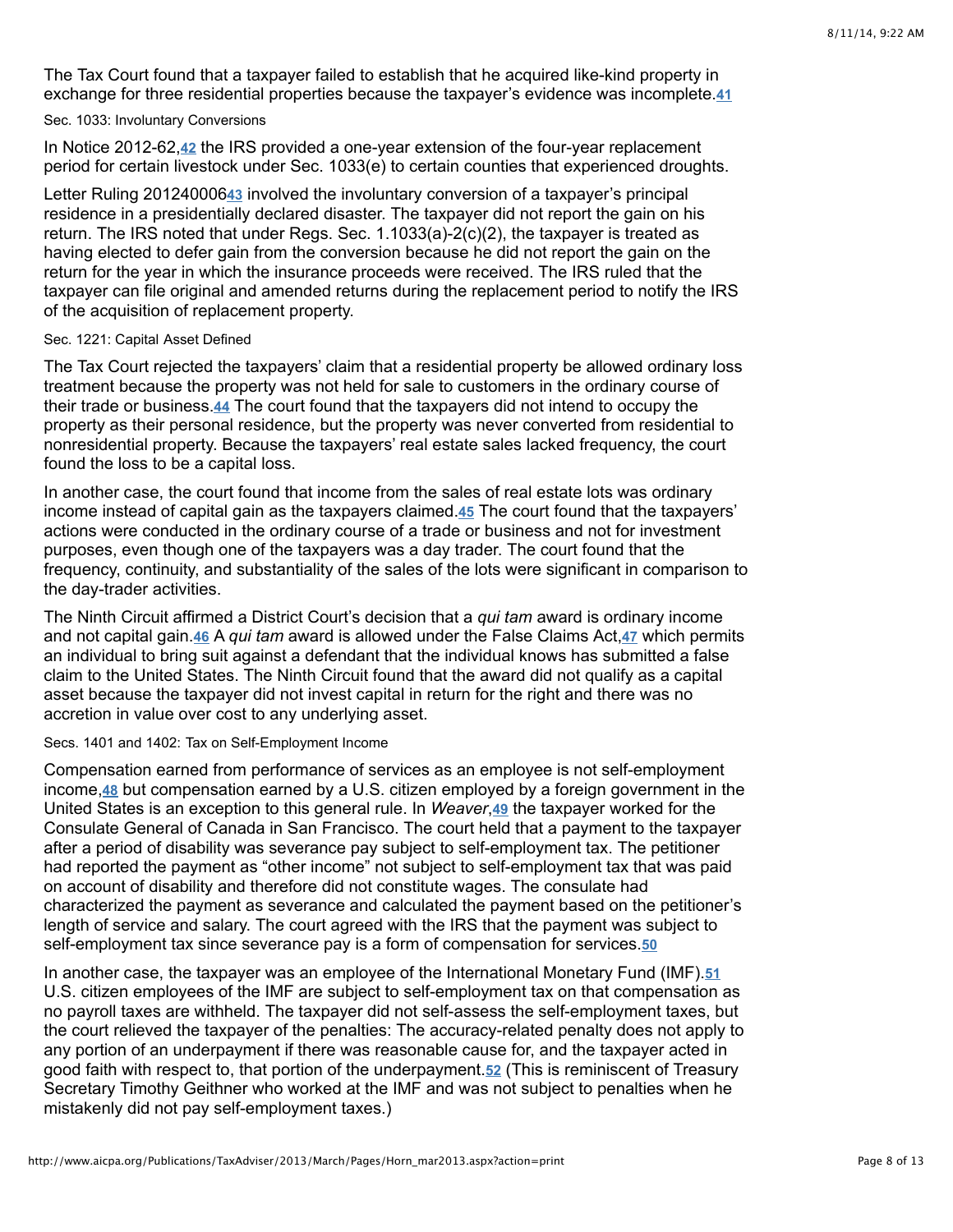The Tax Court found that a taxpayer failed to establish that he acquired like-kind property in exchange for three residential properties because the taxpayer's evidence was incomplete.[41]

### Sec. 1033: Involuntary Conversions

In Notice 2012-62,[42] the IRS provided a one-year extension of the four-year replacement period for certain livestock under Sec. 1033(e) to certain counties that experienced droughts.

Letter Ruling 201240006[43] involved the involuntary conversion of a taxpayer's principal residence in a presidentially declared disaster. The taxpayer did not report the gain on his return. The IRS noted that under Regs. Sec. 1.1033(a)-2(c)(2), the taxpayer is treated as having elected to defer gain from the conversion because he did not report the gain on the return for the year in which the insurance proceeds were received. The IRS ruled that the taxpayer can file original and amended returns during the replacement period to notify the IRS of the acquisition of replacement property.

### Sec. 1221: Capital Asset Defined

The Tax Court rejected the taxpayers' claim that a residential property be allowed ordinary loss treatment because the property was not held for sale to customers in the ordinary course of their trade or business.[44] The court found that the taxpayers did not intend to occupy the property as their personal residence, but the property was never converted from residential to nonresidential property. Because the taxpayers' real estate sales lacked frequency, the court found the loss to be a capital loss.

In another case, the court found that income from the sales of real estate lots was ordinary income instead of capital gain as the taxpayers claimed.[45] The court found that the taxpayers' actions were conducted in the ordinary course of a trade or business and not for investment purposes, even though one of the taxpayers was a day trader. The court found that the frequency, continuity, and substantiality of the sales of the lots were significant in comparison to the day-trader activities.

The Ninth Circuit affirmed a District Court's decision that a *qui tam* award is ordinary income and not capital gain.[46] A *qui tam* award is allowed under the False Claims Act,[47] which permits an individual to bring suit against a defendant that the individual knows has submitted a false claim to the United States. The Ninth Circuit found that the award did not qualify as a capital asset because the taxpayer did not invest capital in return for the right and there was no accretion in value over cost to any underlying asset.

### Secs. 1401 and 1402: Tax on Self-Employment Income

Compensation earned from performance of services as an employee is not self-employment income,[48] but compensation earned by a U.S. citizen employed by a foreign government in the United States is an exception to this general rule. In *Weaver*,[49] the taxpayer worked for the Consulate General of Canada in San Francisco. The court held that a payment to the taxpayer after a period of disability was severance pay subject to self-employment tax. The petitioner had reported the payment as "other income" not subject to self-employment tax that was paid on account of disability and therefore did not constitute wages. The consulate had characterized the payment as severance and calculated the payment based on the petitioner's length of service and salary. The court agreed with the IRS that the payment was subject to self-employment tax since severance pay is a form of compensation for services.[50]

In another case, the taxpayer was an employee of the International Monetary Fund (IMF).[51] U.S. citizen employees of the IMF are subject to self-employment tax on that compensation as no payroll taxes are withheld. The taxpayer did not self-assess the self-employment taxes, but the court relieved the taxpayer of the penalties: The accuracy-related penalty does not apply to any portion of an underpayment if there was reasonable cause for, and the taxpayer acted in good faith with respect to, that portion of the underpayment.[52] (This is reminiscent of Treasury Secretary Timothy Geithner who worked at the IMF and was not subject to penalties when he mistakenly did not pay self-employment taxes.)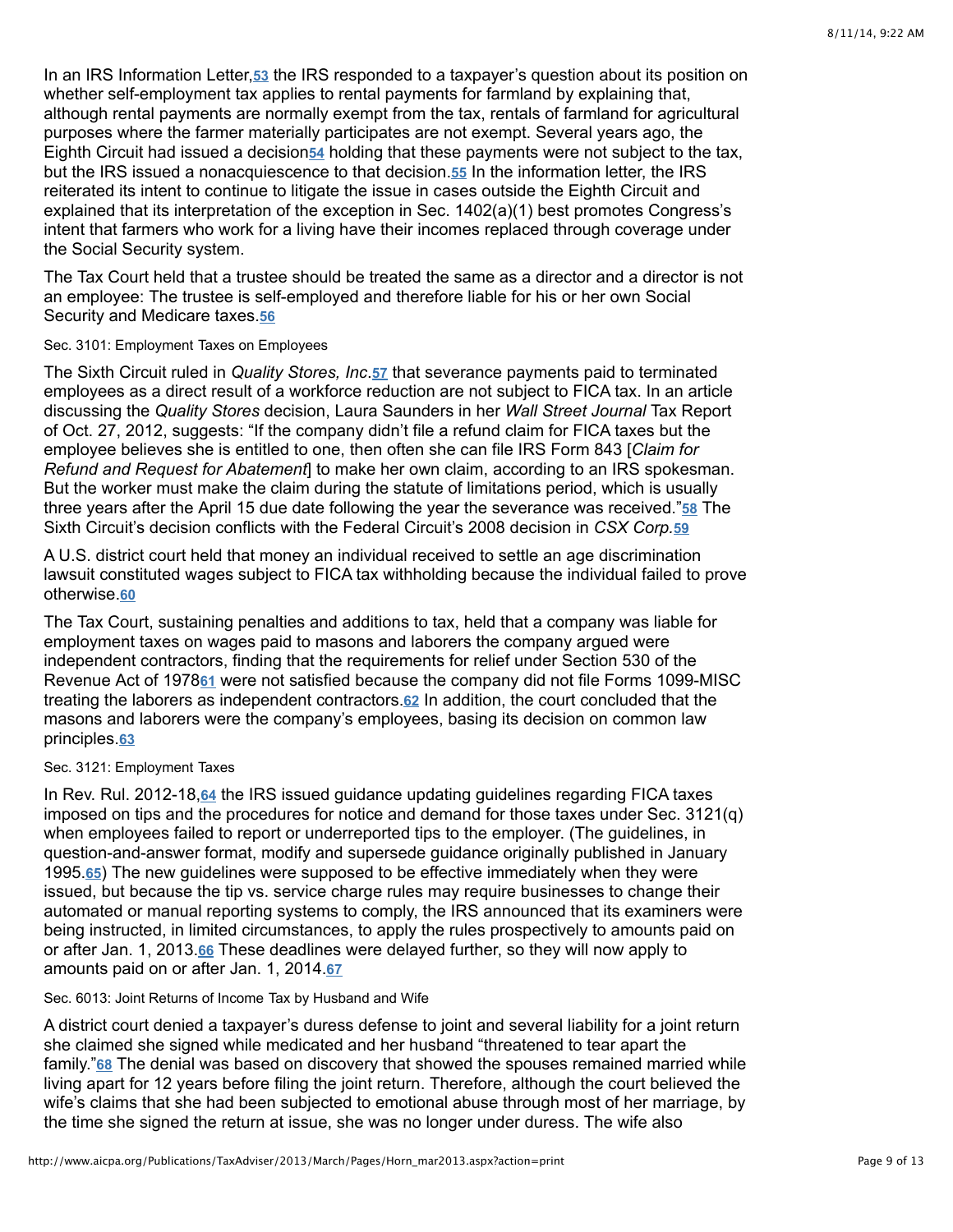In an IRS Information Letter,[53] the IRS responded to a taxpayer's question about its position on whether self-employment tax applies to rental payments for farmland by explaining that, although rental payments are normally exempt from the tax, rentals of farmland for agricultural purposes where the farmer materially participates are not exempt. Several years ago, the Eighth Circuit had issued a decision[54] holding that these payments were not subject to the tax, but the IRS issued a nonacquiescence to that decision.[55] In the information letter, the IRS reiterated its intent to continue to litigate the issue in cases outside the Eighth Circuit and explained that its interpretation of the exception in Sec. 1402(a)(1) best promotes Congress's intent that farmers who work for a living have their incomes replaced through coverage under the Social Security system.

The Tax Court held that a trustee should be treated the same as a director and a director is not an employee: The trustee is self-employed and therefore liable for his or her own Social Security and Medicare taxes.[56]

Sec. 3101: Employment Taxes on Employees

The Sixth Circuit ruled in *Quality Stores, Inc.*[57] that severance payments paid to terminated employees as a direct result of a workforce reduction are not subject to FICA tax. In an article discussing the *Quality Stores* decision, Laura Saunders in her *Wall Street Journal* Tax Report of Oct. 27, 2012, suggests: "If the company didn't file a refund claim for FICA taxes but the employee believes she is entitled to one, then often she can file IRS Form 843 [*Claim for Refund and Request for Abatement*] to make her own claim, according to an IRS spokesman. But the worker must make the claim during the statute of limitations period, which is usually three years after the April 15 due date following the year the severance was received."[58] The Sixth Circuit's decision conflicts with the Federal Circuit's 2008 decision in *CSX Corp.*[59]

A U.S. district court held that money an individual received to settle an age discrimination lawsuit constituted wages subject to FICA tax withholding because the individual failed to prove otherwise.[60]

The Tax Court, sustaining penalties and additions to tax, held that a company was liable for employment taxes on wages paid to masons and laborers the company argued were independent contractors, finding that the requirements for relief under Section 530 of the Revenue Act of 1978[61] were not satisfied because the company did not file Forms 1099-MISC treating the laborers as independent contractors.[62] In addition, the court concluded that the masons and laborers were the company's employees, basing its decision on common law principles.[63]

Sec. 3121: Employment Taxes

In Rev. Rul. 2012-18,[64] the IRS issued guidance updating guidelines regarding FICA taxes imposed on tips and the procedures for notice and demand for those taxes under Sec. 3121(q) when employees failed to report or underreported tips to the employer. (The guidelines, in question-and-answer format, modify and supersede guidance originally published in January 1995.[65]) The new guidelines were supposed to be effective immediately when they were issued, but because the tip vs. service charge rules may require businesses to change their automated or manual reporting systems to comply, the IRS announced that its examiners were being instructed, in limited circumstances, to apply the rules prospectively to amounts paid on or after Jan. 1, 2013.[66] These deadlines were delayed further, so they will now apply to amounts paid on or after Jan. 1, 2014.[67]

Sec. 6013: Joint Returns of Income Tax by Husband and Wife

A district court denied a taxpayer's duress defense to joint and several liability for a joint return she claimed she signed while medicated and her husband "threatened to tear apart the family."[68] The denial was based on discovery that showed the spouses remained married while living apart for 12 years before filing the joint return. Therefore, although the court believed the wife's claims that she had been subjected to emotional abuse through most of her marriage, by the time she signed the return at issue, she was no longer under duress. The wife also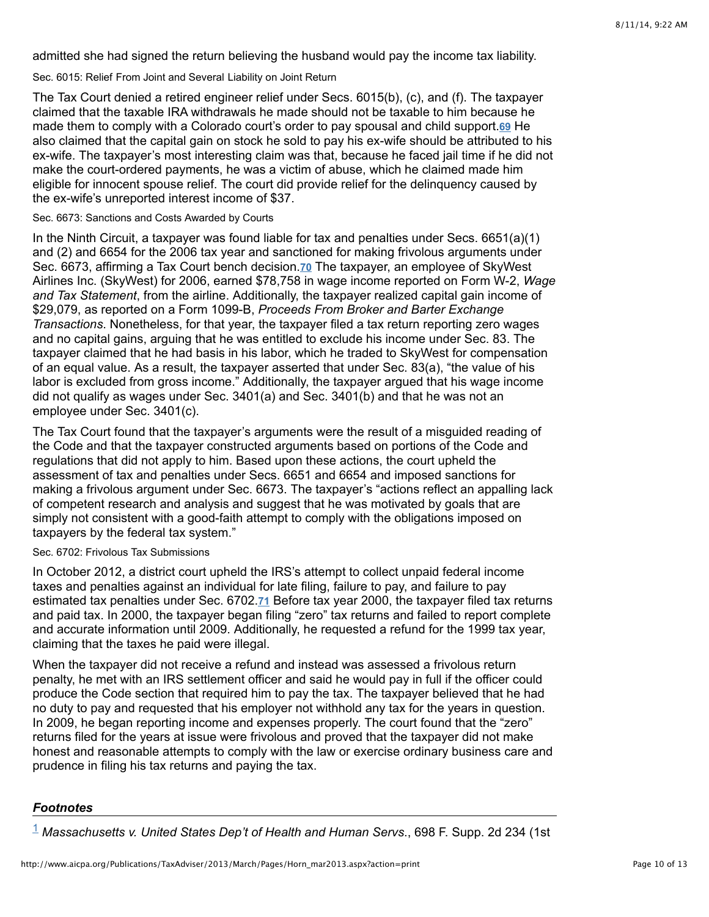admitted she had signed the return believing the husband would pay the income tax liability.

#### Sec. 6015: Relief From Joint and Several Liability on Joint Return

The Tax Court denied a retired engineer relief under Secs. 6015(b), (c), and (f). The taxpayer claimed that the taxable IRA withdrawals he made should not be taxable to him because he made them to comply with a Colorado court's order to pay spousal and child support.[69] He also claimed that the capital gain on stock he sold to pay his ex-wife should be attributed to his ex-wife. The taxpayer's most interesting claim was that, because he faced jail time if he did not make the court-ordered payments, he was a victim of abuse, which he claimed made him eligible for innocent spouse relief. The court did provide relief for the delinquency caused by the ex-wife's unreported interest income of $37.

#### Sec. 6673: Sanctions and Costs Awarded by Courts

In the Ninth Circuit, a taxpayer was found liable for tax and penalties under Secs. 6651(a)(1) and (2) and 6654 for the 2006 tax year and sanctioned for making frivolous arguments under Sec. 6673, affirming a Tax Court bench decision.[70] The taxpayer, an employee of SkyWest Airlines Inc. (SkyWest) for 2006, earned $78,758 in wage income reported on Form W-2, *Wage and Tax Statement*, from the airline. Additionally, the taxpayer realized capital gain income of $29,079, as reported on a Form 1099-B, *Proceeds From Broker and Barter Exchange Transactions*. Nonetheless, for that year, the taxpayer filed a tax return reporting zero wages and no capital gains, arguing that he was entitled to exclude his income under Sec. 83. The taxpayer claimed that he had basis in his labor, which he traded to SkyWest for compensation of an equal value. As a result, the taxpayer asserted that under Sec. 83(a), "the value of his labor is excluded from gross income." Additionally, the taxpayer argued that his wage income did not qualify as wages under Sec. 3401(a) and Sec. 3401(b) and that he was not an employee under Sec. 3401(c).

The Tax Court found that the taxpayer's arguments were the result of a misguided reading of the Code and that the taxpayer constructed arguments based on portions of the Code and regulations that did not apply to him. Based upon these actions, the court upheld the assessment of tax and penalties under Secs. 6651 and 6654 and imposed sanctions for making a frivolous argument under Sec. 6673. The taxpayer's "actions reflect an appalling lack of competent research and analysis and suggest that he was motivated by goals that are simply not consistent with a good-faith attempt to comply with the obligations imposed on taxpayers by the federal tax system."

#### Sec. 6702: Frivolous Tax Submissions

In October 2012, a district court upheld the IRS's attempt to collect unpaid federal income taxes and penalties against an individual for late filing, failure to pay, and failure to pay estimated tax penalties under Sec. 6702.[71] Before tax year 2000, the taxpayer filed tax returns and paid tax. In 2000, the taxpayer began filing "zero" tax returns and failed to report complete and accurate information until 2009. Additionally, he requested a refund for the 1999 tax year, claiming that the taxes he paid were illegal.

When the taxpayer did not receive a refund and instead was assessed a frivolous return penalty, he met with an IRS settlement officer and said he would pay in full if the officer could produce the Code section that required him to pay the tax. The taxpayer believed that he had no duty to pay and requested that his employer not withhold any tax for the years in question. In 2009, he began reporting income and expenses properly. The court found that the "zero" returns filed for the years at issue were frivolous and proved that the taxpayer did not make honest and reasonable attempts to comply with the law or exercise ordinary business care and prudence in filing his tax returns and paying the tax.

### *Footnotes*

[1] *Massachusetts v. United States Dep't of Health and Human Servs.*, 698 F. Supp. 2d 234 (1st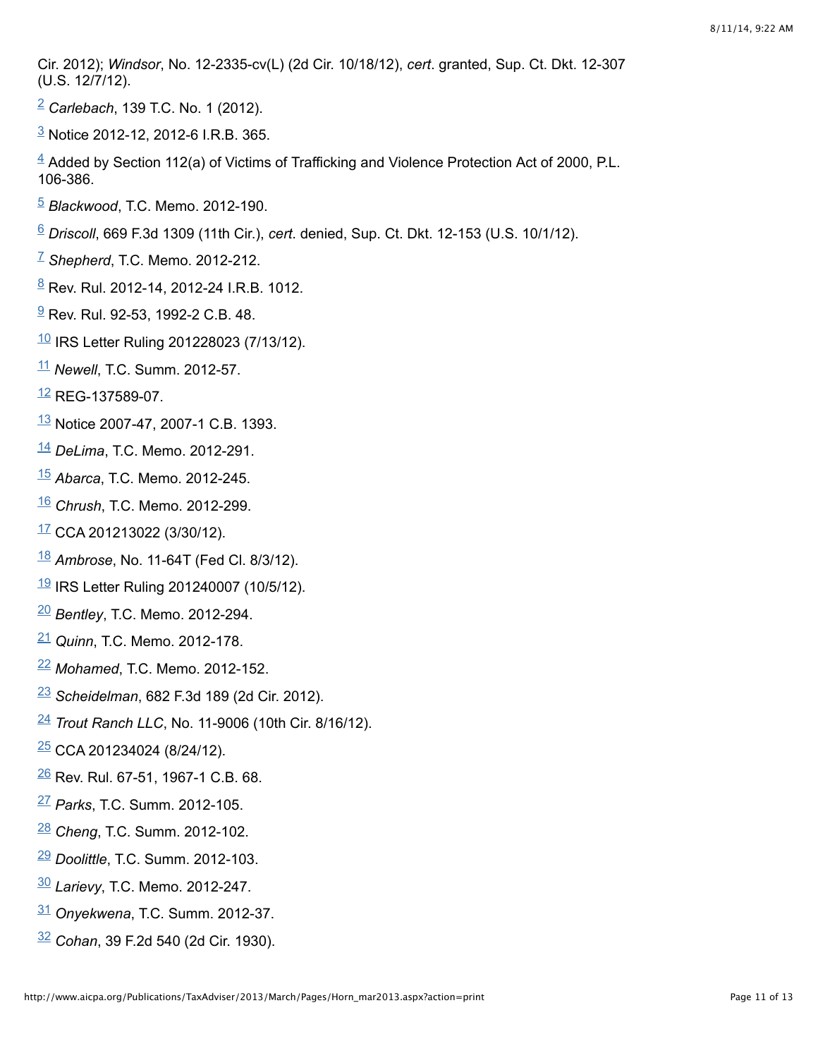Cir. 2012); *Windsor*, No. 12-2335-cv(L) (2d Cir. 10/18/12), *cert*. granted, Sup. Ct. Dkt. 12-307 (U.S. 12/7/12).

[2] *Carlebach*, 139 T.C. No. 1 (2012).

[3] Notice 2012-12, 2012-6 I.R.B. 365.

[4] Added by Section 112(a) of Victims of Trafficking and Violence Protection Act of 2000, P.L. 106-386.

[5] *Blackwood*, T.C. Memo. 2012-190.

[6] *Driscoll*, 669 F.3d 1309 (11th Cir.), *cert*. denied, Sup. Ct. Dkt. 12-153 (U.S. 10/1/12).

[7] *Shepherd*, T.C. Memo. 2012-212.

[8] Rev. Rul. 2012-14, 2012-24 I.R.B. 1012.

[9] Rev. Rul. 92-53, 1992-2 C.B. 48.

[10] IRS Letter Ruling 201228023 (7/13/12).

[11] *Newell*, T.C. Summ. 2012-57.

[12] REG-137589-07.

[13] Notice 2007-47, 2007-1 C.B. 1393.

[14] *DeLima*, T.C. Memo. 2012-291.

[15] *Abarca*, T.C. Memo. 2012-245.

[16] *Chrush*, T.C. Memo. 2012-299.

[17] CCA 201213022 (3/30/12).

[18] *Ambrose*, No. 11-64T (Fed Cl. 8/3/12).

[19] IRS Letter Ruling 201240007 (10/5/12).

[20] *Bentley*, T.C. Memo. 2012-294.

[21] *Quinn*, T.C. Memo. 2012-178.

[22] *Mohamed*, T.C. Memo. 2012-152.

[23] *Scheidelman*, 682 F.3d 189 (2d Cir. 2012).

[24] *Trout Ranch LLC*, No. 11-9006 (10th Cir. 8/16/12).

[25] CCA 201234024 (8/24/12).

[26] Rev. Rul. 67-51, 1967-1 C.B. 68.

[27] *Parks*, T.C. Summ. 2012-105.

[28] *Cheng*, T.C. Summ. 2012-102.

[29] *Doolittle*, T.C. Summ. 2012-103.

[30] *Larievy*, T.C. Memo. 2012-247.

[31] *Onyekwena*, T.C. Summ. 2012-37.

[32] *Cohan*, 39 F.2d 540 (2d Cir. 1930).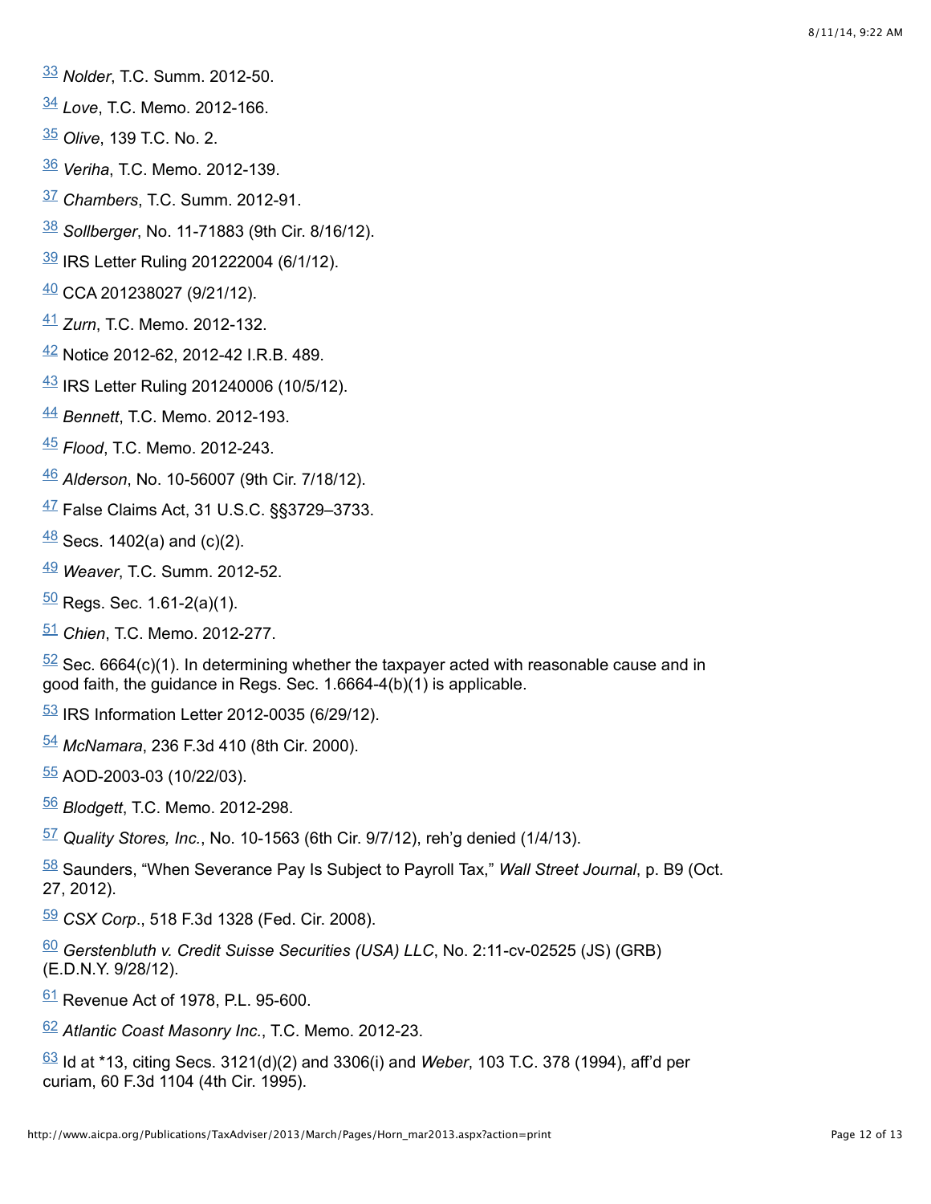[33] *Nolder*, T.C. Summ. 2012-50.

[34] *Love*, T.C. Memo. 2012-166.

[35] *Olive*, 139 T.C. No. 2.

[36] *Veriha*, T.C. Memo. 2012-139.

[37] *Chambers*, T.C. Summ. 2012-91.

[38] *Sollberger*, No. 11-71883 (9th Cir. 8/16/12).

[39] IRS Letter Ruling 201222004 (6/1/12).

[40] CCA 201238027 (9/21/12).

[41] *Zurn*, T.C. Memo. 2012-132.

[42] Notice 2012-62, 2012-42 I.R.B. 489.

[43] IRS Letter Ruling 201240006 (10/5/12).

[44] *Bennett*, T.C. Memo. 2012-193.

[45] *Flood*, T.C. Memo. 2012-243.

[46] *Alderson*, No. 10-56007 (9th Cir. 7/18/12).

[47] False Claims Act, 31 U.S.C. §§3729–3733.

[48] Secs. 1402(a) and (c)(2).

[49] *Weaver*, T.C. Summ. 2012-52.

[50] Regs. Sec. 1.61-2(a)(1).

[51] *Chien*, T.C. Memo. 2012-277.

[52] Sec. 6664(c)(1). In determining whether the taxpayer acted with reasonable cause and in good faith, the guidance in Regs. Sec. 1.6664-4(b)(1) is applicable.

[53] IRS Information Letter 2012-0035 (6/29/12).

[54] *McNamara*, 236 F.3d 410 (8th Cir. 2000).

[55] AOD-2003-03 (10/22/03).

[56] *Blodgett*, T.C. Memo. 2012-298.

[57] *Quality Stores, Inc.*, No. 10-1563 (6th Cir. 9/7/12), reh'g denied (1/4/13).

[58] Saunders, "When Severance Pay Is Subject to Payroll Tax," *Wall Street Journal*, p. B9 (Oct. 27, 2012).

[59] *CSX Corp*., 518 F.3d 1328 (Fed. Cir. 2008).

[60] *Gerstenbluth v. Credit Suisse Securities (USA) LLC*, No. 2:11-cv-02525 (JS) (GRB) (E.D.N.Y. 9/28/12).

[61] Revenue Act of 1978, P.L. 95-600.

[62] *Atlantic Coast Masonry Inc.*, T.C. Memo. 2012-23.

[63] Id at *13, citing Secs. 3121(d)(2) and 3306(i) and *Weber*, 103 T.C. 378 (1994), aff'd per curiam, 60 F.3d 1104 (4th Cir. 1995).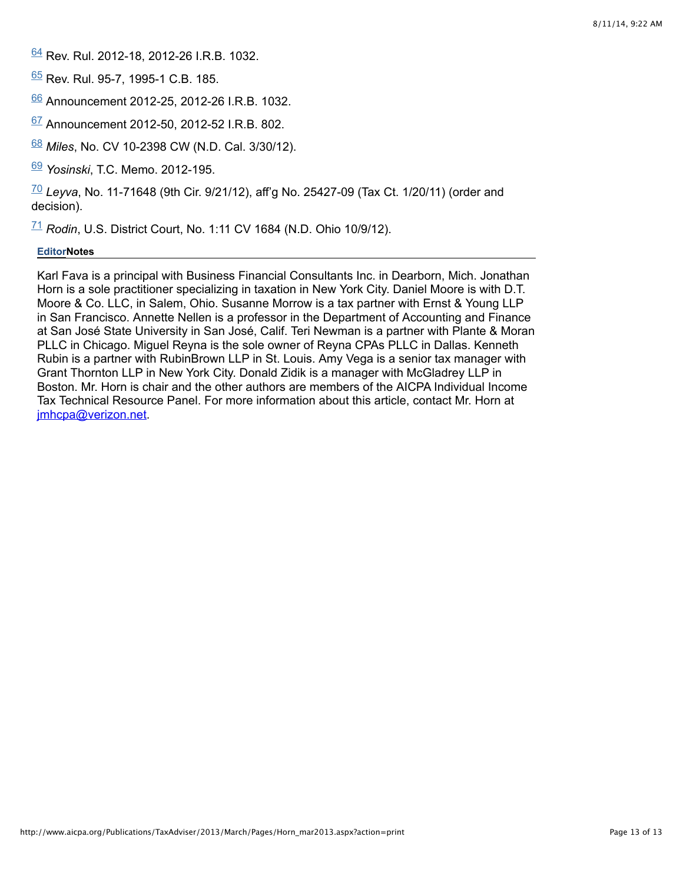[64] Rev. Rul. 2012-18, 2012-26 I.R.B. 1032.

[65] Rev. Rul. 95-7, 1995-1 C.B. 185.

[66] Announcement 2012-25, 2012-26 I.R.B. 1032.

[67] Announcement 2012-50, 2012-52 I.R.B. 802.

[68] *Miles*, No. CV 10-2398 CW (N.D. Cal. 3/30/12).

[69] *Yosinski*, T.C. Memo. 2012-195.

[70] *Leyva*, No. 11-71648 (9th Cir. 9/21/12), aff'g No. 25427-09 (Tax Ct. 1/20/11) (order and decision).

[71] *Rodin*, U.S. District Court, No. 1:11 CV 1684 (N.D. Ohio 10/9/12).

**EditorNotes**

Karl Fava is a principal with Business Financial Consultants Inc. in Dearborn, Mich. Jonathan Horn is a sole practitioner specializing in taxation in New York City. Daniel Moore is with D.T. Moore & Co. LLC, in Salem, Ohio. Susanne Morrow is a tax partner with Ernst & Young LLP in San Francisco. Annette Nellen is a professor in the Department of Accounting and Finance at San José State University in San José, Calif. Teri Newman is a partner with Plante & Moran PLLC in Chicago. Miguel Reyna is the sole owner of Reyna CPAs PLLC in Dallas. Kenneth Rubin is a partner with RubinBrown LLP in St. Louis. Amy Vega is a senior tax manager with Grant Thornton LLP in New York City. Donald Zidik is a manager with McGladrey LLP in Boston. Mr. Horn is chair and the other authors are members of the AICPA Individual Income Tax Technical Resource Panel. For more information about this article, contact Mr. Horn at jmhcpa@verizon.net.